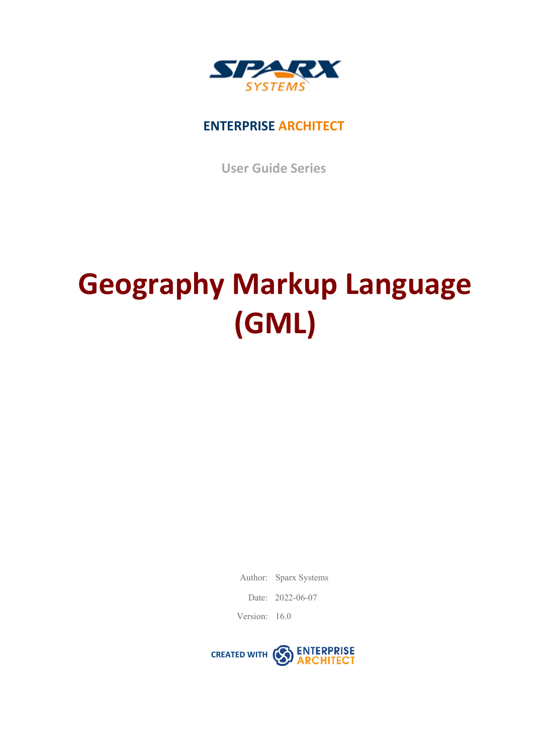SPARX SYSTEMS

ENTERPRISE ARCHITECT

User Guide Series

# Geography Markup Language (GML)

Author: Sparx Systems

Date: 2022-06-07

Version: 16.0

CREATED WITH ENTERPRISE ARCHITECT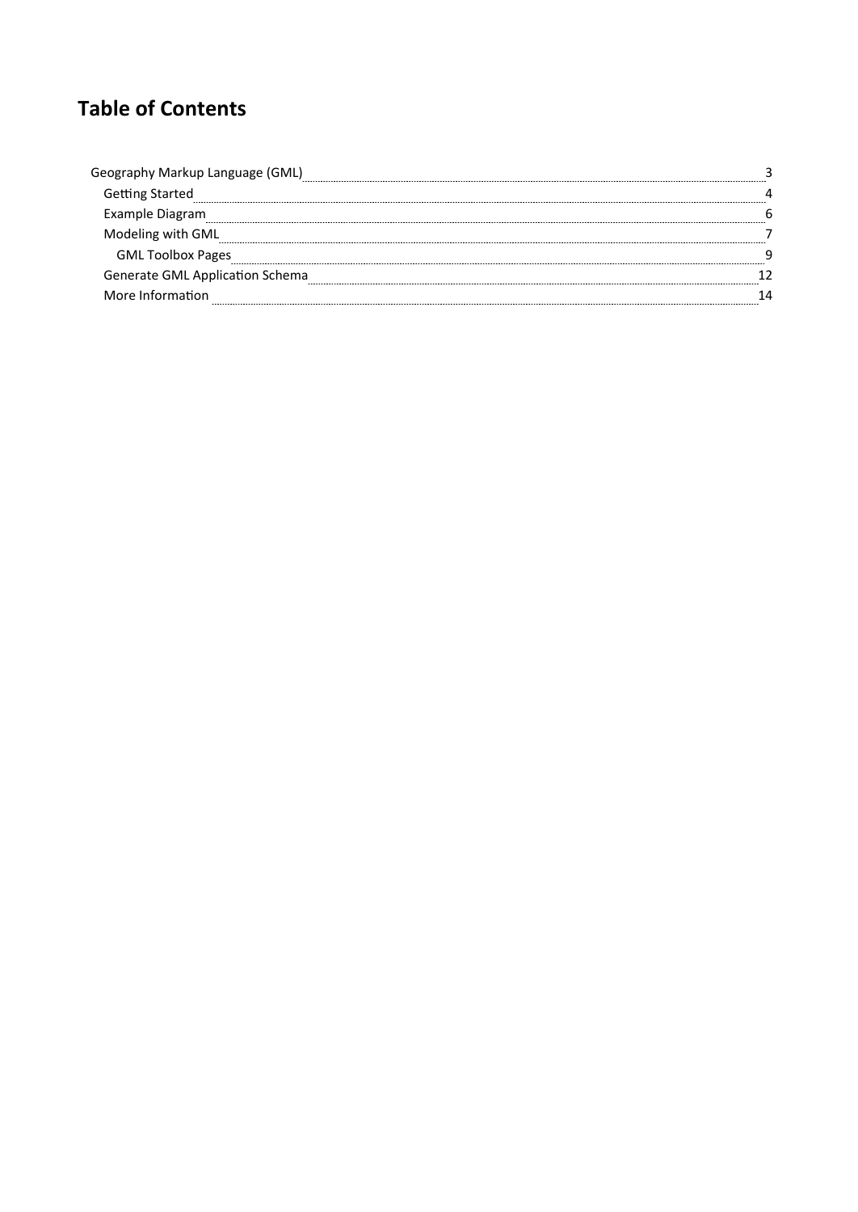# Table of Contents

- Geography Markup Language (GML) ........ 3
  - Getting Started ........ 4
  - Example Diagram ........ 6
  - Modeling with GML ........ 7
    - GML Toolbox Pages ........ 9
  - Generate GML Application Schema ........ 12
  - More Information ........ 14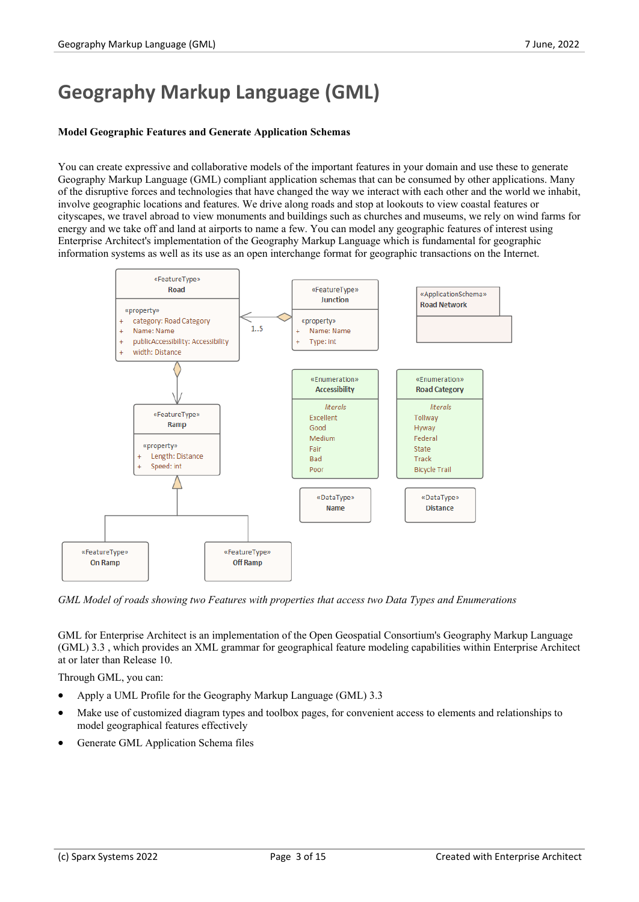# Geography Markup Language (GML)

**Model Geographic Features and Generate Application Schemas**

You can create expressive and collaborative models of the important features in your domain and use these to generate Geography Markup Language (GML) compliant application schemas that can be consumed by other applications. Many of the disruptive forces and technologies that have changed the way we interact with each other and the world we inhabit, involve geographic locations and features. We drive along roads and stop at lookouts to view coastal features or cityscapes, we travel abroad to view monuments and buildings such as churches and museums, we rely on wind farms for energy and we take off and land at airports to name a few. You can model any geographic features of interest using Enterprise Architect's implementation of the Geography Markup Language which is fundamental for geographic information systems as well as its use as an open interchange format for geographic transactions on the Internet.

*GML Model of roads showing two Features with properties that access two Data Types and Enumerations*

GML for Enterprise Architect is an implementation of the Open Geospatial Consortium's Geography Markup Language (GML) 3.3 , which provides an XML grammar for geographical feature modeling capabilities within Enterprise Architect at or later than Release 10.

Through GML, you can:

- Apply a UML Profile for the Geography Markup Language (GML) 3.3
- Make use of customized diagram types and toolbox pages, for convenient access to elements and relationships to model geographical features effectively
- Generate GML Application Schema files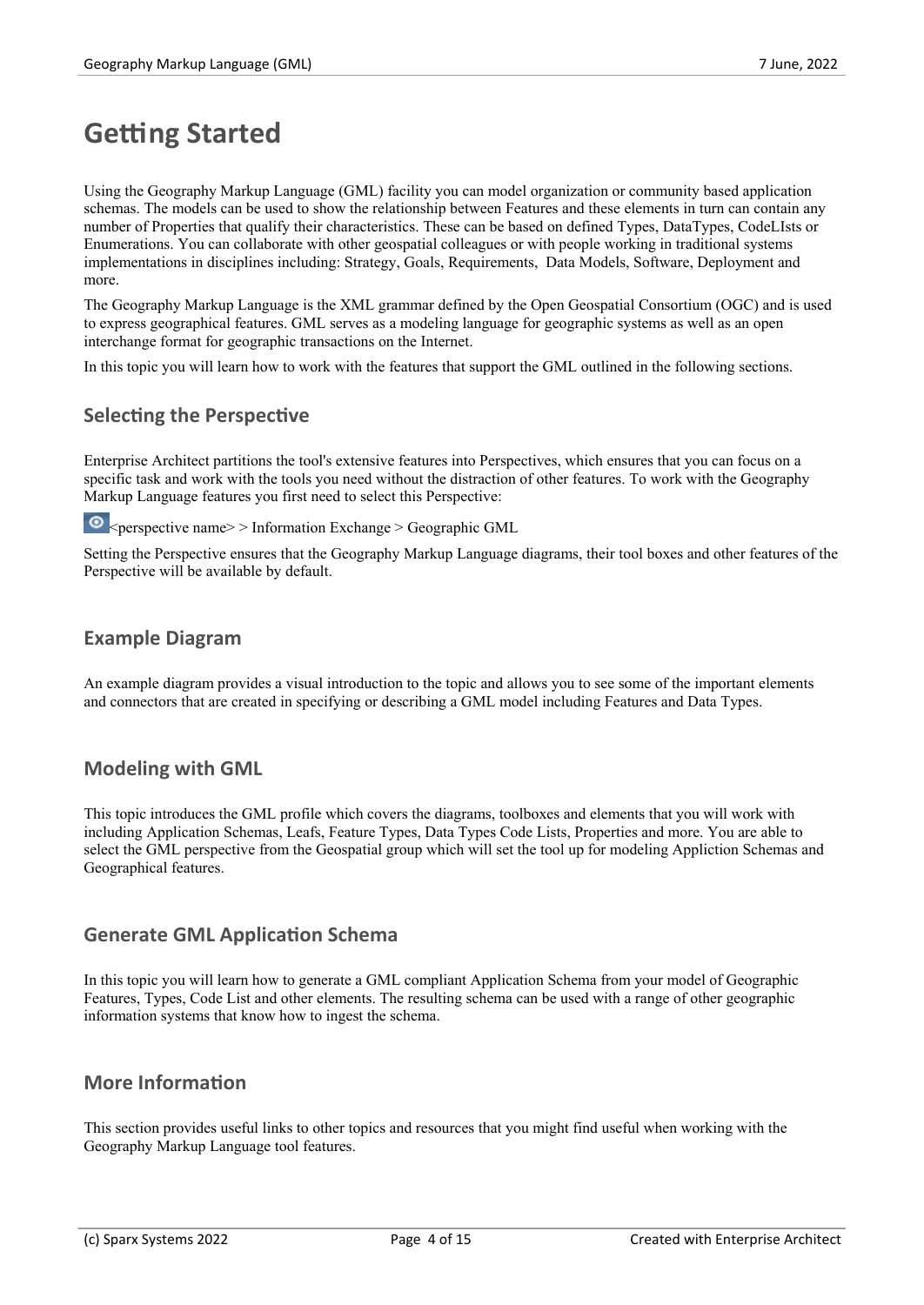# Getting Started

Using the Geography Markup Language (GML) facility you can model organization or community based application schemas. The models can be used to show the relationship between Features and these elements in turn can contain any number of Properties that qualify their characteristics. These can be based on defined Types, DataTypes, CodeLIsts or Enumerations. You can collaborate with other geospatial colleagues or with people working in traditional systems implementations in disciplines including: Strategy, Goals, Requirements, Data Models, Software, Deployment and more.

The Geography Markup Language is the XML grammar defined by the Open Geospatial Consortium (OGC) and is used to express geographical features. GML serves as a modeling language for geographic systems as well as an open interchange format for geographic transactions on the Internet.

In this topic you will learn how to work with the features that support the GML outlined in the following sections.

## Selecting the Perspective

Enterprise Architect partitions the tool's extensive features into Perspectives, which ensures that you can focus on a specific task and work with the tools you need without the distraction of other features. To work with the Geography Markup Language features you first need to select this Perspective:

<perspective name> > Information Exchange > Geographic GML

Setting the Perspective ensures that the Geography Markup Language diagrams, their tool boxes and other features of the Perspective will be available by default.

## Example Diagram

An example diagram provides a visual introduction to the topic and allows you to see some of the important elements and connectors that are created in specifying or describing a GML model including Features and Data Types.

## Modeling with GML

This topic introduces the GML profile which covers the diagrams, toolboxes and elements that you will work with including Application Schemas, Leafs, Feature Types, Data Types Code Lists, Properties and more. You are able to select the GML perspective from the Geospatial group which will set the tool up for modeling Appliction Schemas and Geographical features.

## Generate GML Application Schema

In this topic you will learn how to generate a GML compliant Application Schema from your model of Geographic Features, Types, Code List and other elements. The resulting schema can be used with a range of other geographic information systems that know how to ingest the schema.

## More Information

This section provides useful links to other topics and resources that you might find useful when working with the Geography Markup Language tool features.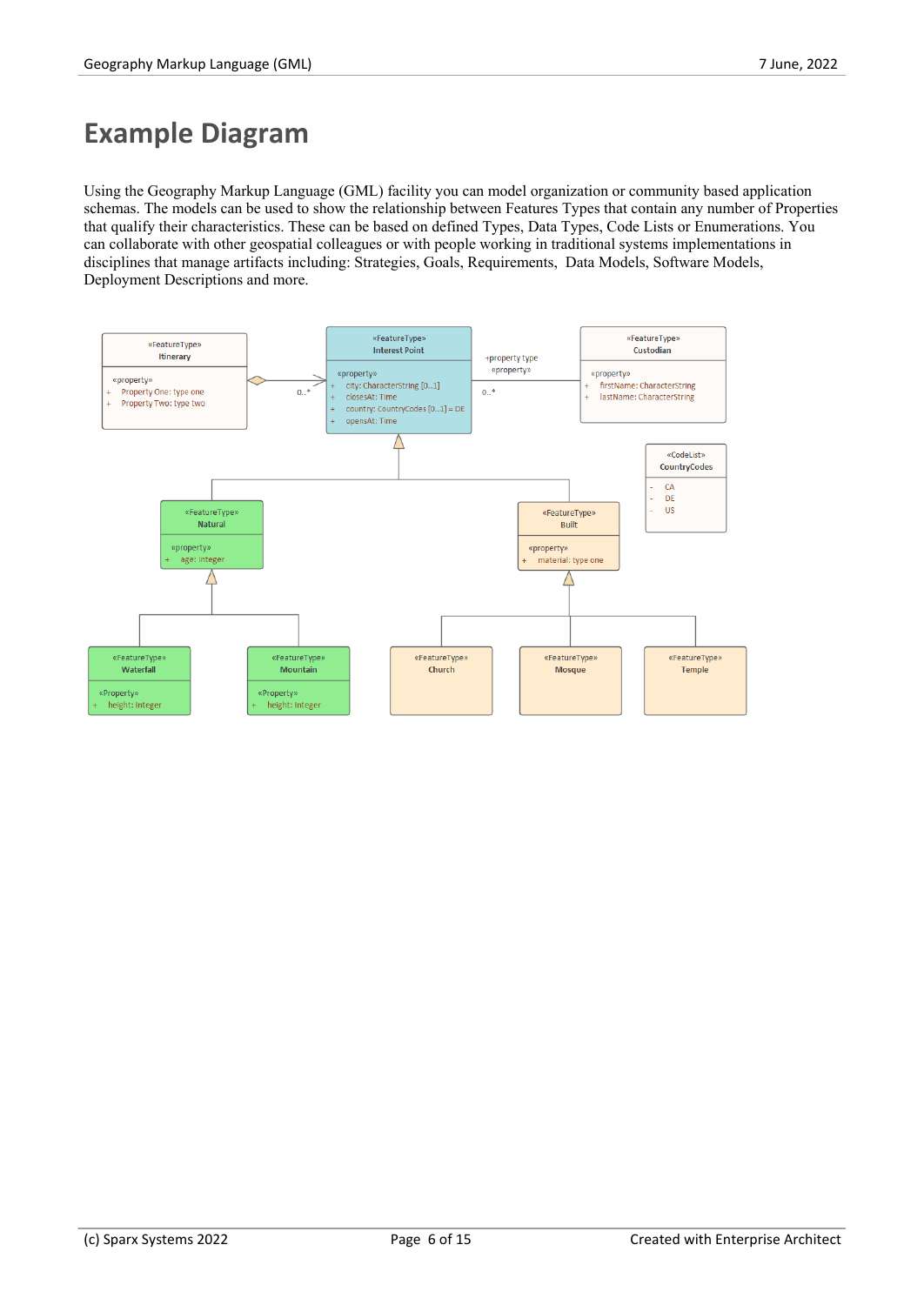# Example Diagram

Using the Geography Markup Language (GML) facility you can model organization or community based application schemas. The models can be used to show the relationship between Features Types that contain any number of Properties that qualify their characteristics. These can be based on defined Types, Data Types, Code Lists or Enumerations. You can collaborate with other geospatial colleagues or with people working in traditional systems implementations in disciplines that manage artifacts including: Strategies, Goals, Requirements, Data Models, Software Models, Deployment Descriptions and more.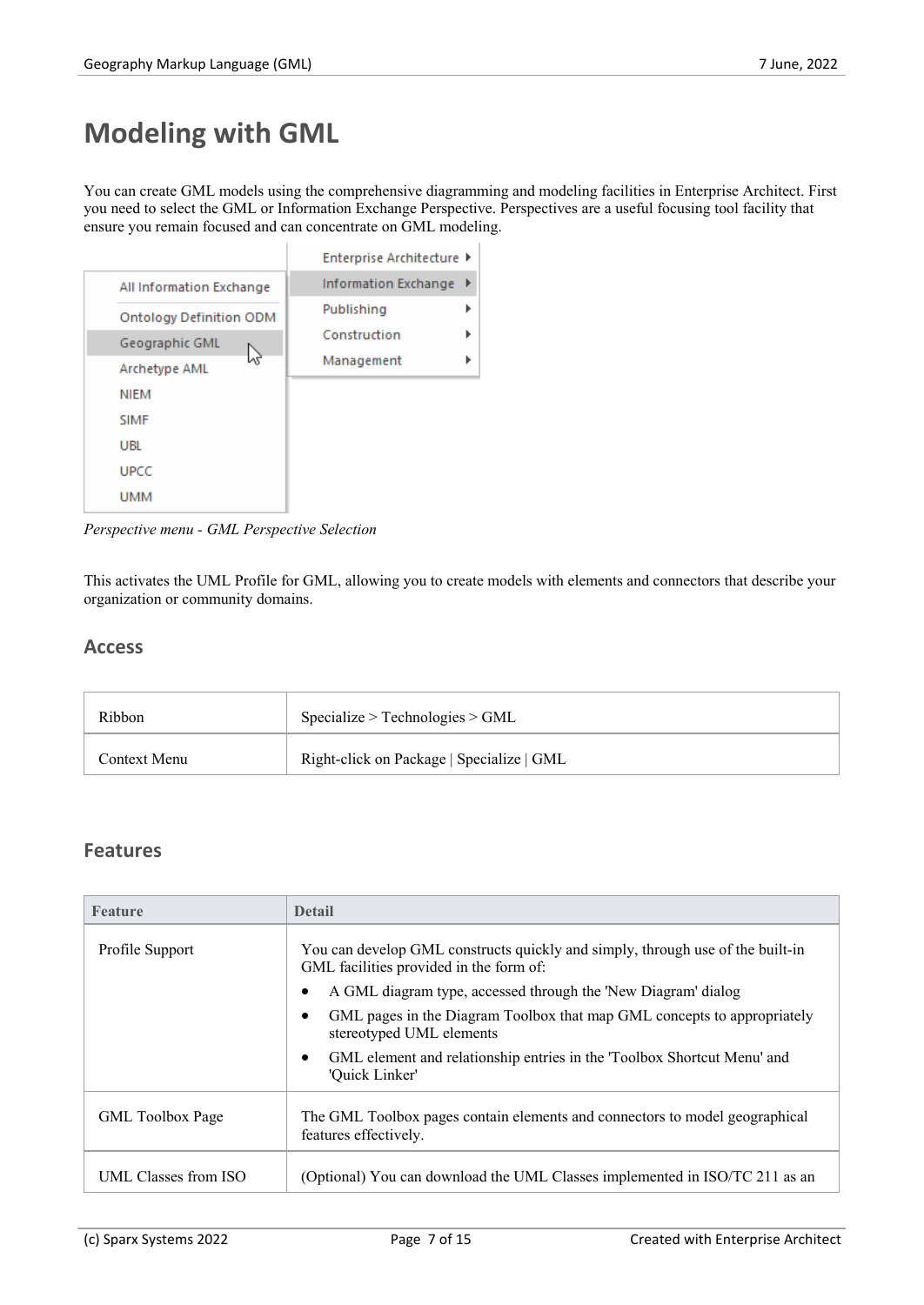# Modeling with GML

You can create GML models using the comprehensive diagramming and modeling facilities in Enterprise Architect. First you need to select the GML or Information Exchange Perspective. Perspectives are a useful focusing tool facility that ensure you remain focused and can concentrate on GML modeling.

*Perspective menu - GML Perspective Selection*

This activates the UML Profile for GML, allowing you to create models with elements and connectors that describe your organization or community domains.

## Access

| | |
|---|---|
| Ribbon | Specialize > Technologies > GML |
| Context Menu | Right-click on Package \| Specialize \| GML |

## Features

| Feature | Detail |
|---|---|
| Profile Support | You can develop GML constructs quickly and simply, through use of the built-in GML facilities provided in the form of:<br>• A GML diagram type, accessed through the 'New Diagram' dialog<br>• GML pages in the Diagram Toolbox that map GML concepts to appropriately stereotyped UML elements<br>• GML element and relationship entries in the 'Toolbox Shortcut Menu' and 'Quick Linker' |
| GML Toolbox Page | The GML Toolbox pages contain elements and connectors to model geographical features effectively. |
| UML Classes from ISO | (Optional) You can download the UML Classes implemented in ISO/TC 211 as an |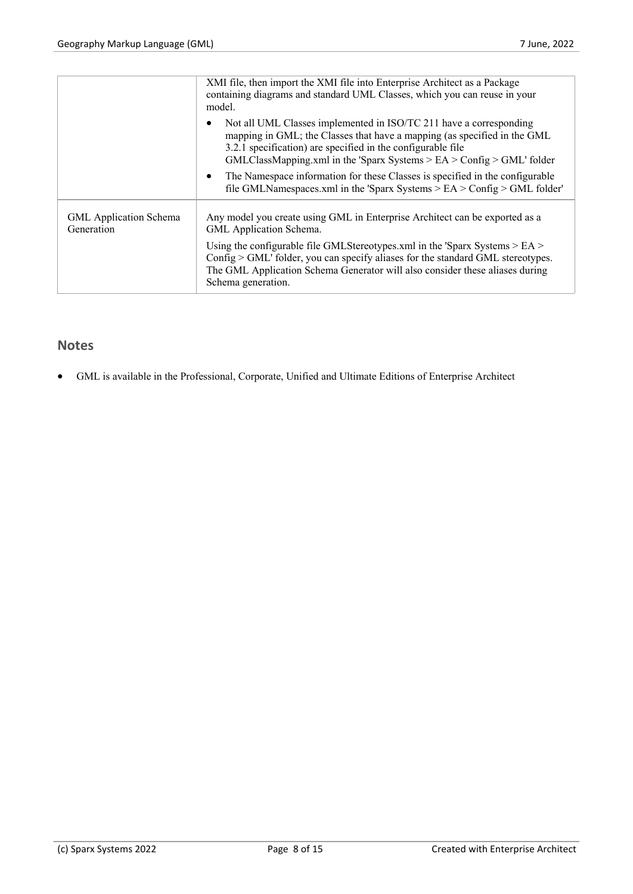| | |
|---|---|
| | XMI file, then import the XMI file into Enterprise Architect as a Package containing diagrams and standard UML Classes, which you can reuse in your model.<br>• Not all UML Classes implemented in ISO/TC 211 have a corresponding mapping in GML; the Classes that have a mapping (as specified in the GML 3.2.1 specification) are specified in the configurable file GMLClassMapping.xml in the 'Sparx Systems > EA > Config > GML' folder<br>• The Namespace information for these Classes is specified in the configurable file GMLNamespaces.xml in the 'Sparx Systems > EA > Config > GML folder' |
| GML Application Schema Generation | Any model you create using GML in Enterprise Architect can be exported as a GML Application Schema.<br>Using the configurable file GMLStereotypes.xml in the 'Sparx Systems > EA > Config > GML' folder, you can specify aliases for the standard GML stereotypes. The GML Application Schema Generator will also consider these aliases during Schema generation. |

## Notes

- GML is available in the Professional, Corporate, Unified and Ultimate Editions of Enterprise Architect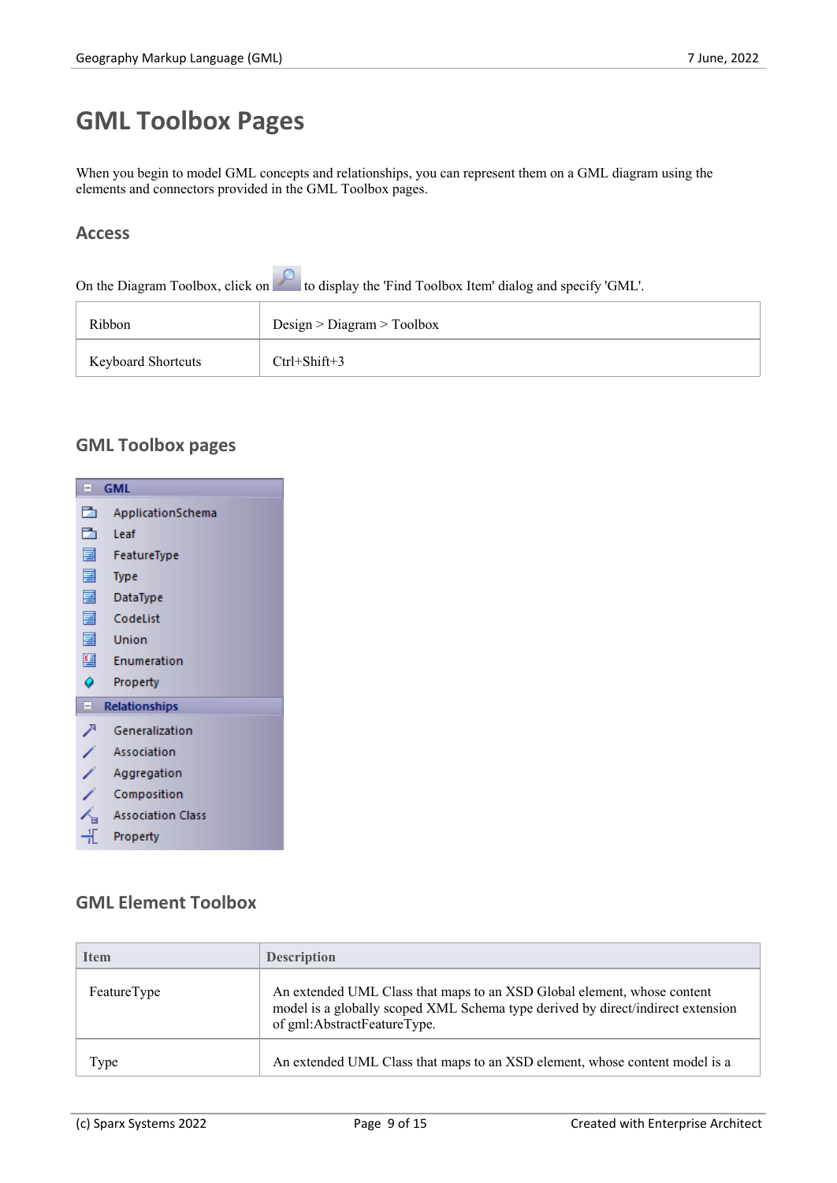# GML Toolbox Pages

When you begin to model GML concepts and relationships, you can represent them on a GML diagram using the elements and connectors provided in the GML Toolbox pages.

## Access

On the Diagram Toolbox, click on  to display the 'Find Toolbox Item' dialog and specify 'GML'.

| | |
|---|---|
| Ribbon | Design > Diagram > Toolbox |
| Keyboard Shortcuts | Ctrl+Shift+3 |

## GML Toolbox pages

GML
- ApplicationSchema
- Leaf
- FeatureType
- Type
- DataType
- CodeList
- Union
- Enumeration
- Property

Relationships
- Generalization
- Association
- Aggregation
- Composition
- Association Class
- Property

## GML Element Toolbox

| Item | Description |
|---|---|
| FeatureType | An extended UML Class that maps to an XSD Global element, whose content model is a globally scoped XML Schema type derived by direct/indirect extension of gml:AbstractFeatureType. |
| Type | An extended UML Class that maps to an XSD element, whose content model is a |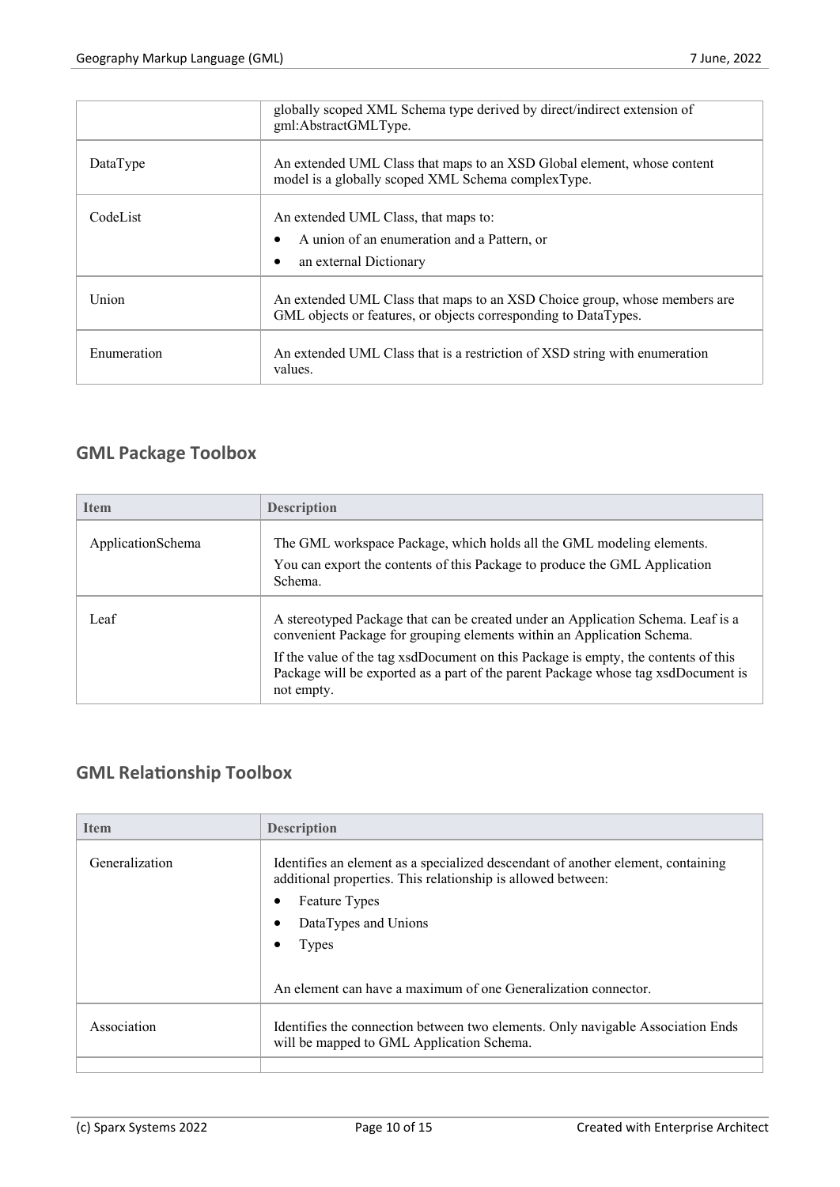|  | globally scoped XML Schema type derived by direct/indirect extension of gml:AbstractGMLType. |
| --- | --- |
| DataType | An extended UML Class that maps to an XSD Global element, whose content model is a globally scoped XML Schema complexType. |
| CodeList | An extended UML Class, that maps to:<br>• A union of an enumeration and a Pattern, or<br>• an external Dictionary |
| Union | An extended UML Class that maps to an XSD Choice group, whose members are GML objects or features, or objects corresponding to DataTypes. |
| Enumeration | An extended UML Class that is a restriction of XSD string with enumeration values. |

## GML Package Toolbox

| Item | Description |
| --- | --- |
| ApplicationSchema | The GML workspace Package, which holds all the GML modeling elements.<br>You can export the contents of this Package to produce the GML Application Schema. |
| Leaf | A stereotyped Package that can be created under an Application Schema. Leaf is a convenient Package for grouping elements within an Application Schema.<br>If the value of the tag xsdDocument on this Package is empty, the contents of this Package will be exported as a part of the parent Package whose tag xsdDocument is not empty. |

## GML Relationship Toolbox

| Item | Description |
| --- | --- |
| Generalization | Identifies an element as a specialized descendant of another element, containing additional properties. This relationship is allowed between:<br>• Feature Types<br>• DataTypes and Unions<br>• Types<br><br>An element can have a maximum of one Generalization connector. |
| Association | Identifies the connection between two elements. Only navigable Association Ends will be mapped to GML Application Schema. |
|  |  |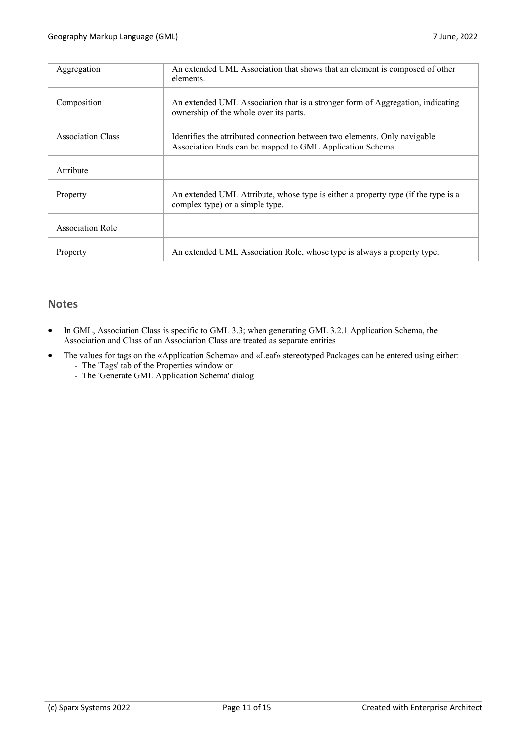| | |
|---|---|
| Aggregation | An extended UML Association that shows that an element is composed of other elements. |
| Composition | An extended UML Association that is a stronger form of Aggregation, indicating ownership of the whole over its parts. |
| Association Class | Identifies the attributed connection between two elements. Only navigable Association Ends can be mapped to GML Application Schema. |
| Attribute | |
| Property | An extended UML Attribute, whose type is either a property type (if the type is a complex type) or a simple type. |
| Association Role | |
| Property | An extended UML Association Role, whose type is always a property type. |

## Notes

- In GML, Association Class is specific to GML 3.3; when generating GML 3.2.1 Application Schema, the Association and Class of an Association Class are treated as separate entities
- The values for tags on the «Application Schema» and «Leaf» stereotyped Packages can be entered using either:
  - The 'Tags' tab of the Properties window or
  - The 'Generate GML Application Schema' dialog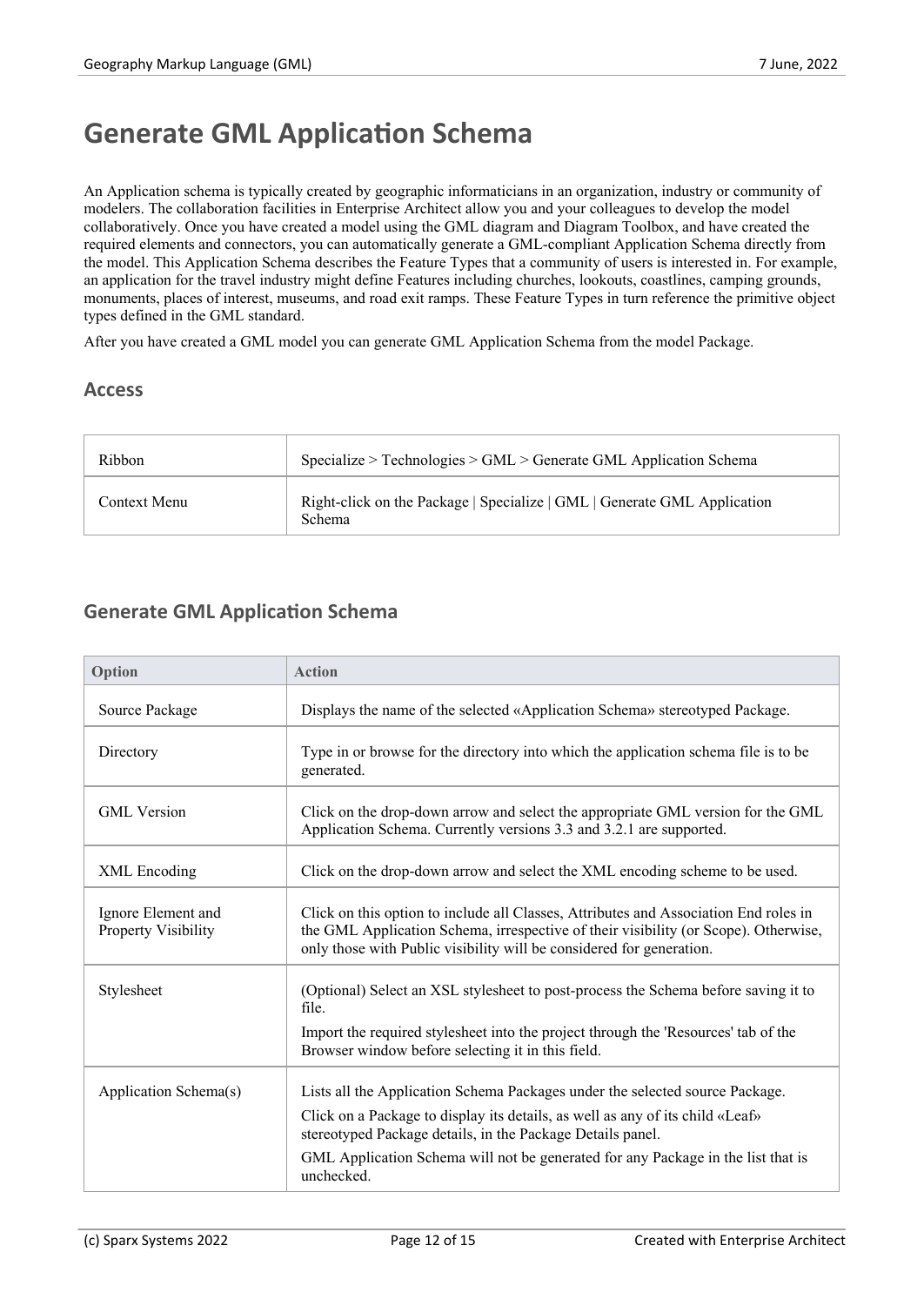# Generate GML Application Schema

An Application schema is typically created by geographic informaticians in an organization, industry or community of modelers. The collaboration facilities in Enterprise Architect allow you and your colleagues to develop the model collaboratively. Once you have created a model using the GML diagram and Diagram Toolbox, and have created the required elements and connectors, you can automatically generate a GML-compliant Application Schema directly from the model. This Application Schema describes the Feature Types that a community of users is interested in. For example, an application for the travel industry might define Features including churches, lookouts, coastlines, camping grounds, monuments, places of interest, museums, and road exit ramps. These Feature Types in turn reference the primitive object types defined in the GML standard.

After you have created a GML model you can generate GML Application Schema from the model Package.

## Access

| | |
|---|---|
| Ribbon | Specialize > Technologies > GML > Generate GML Application Schema |
| Context Menu | Right-click on the Package \| Specialize \| GML \| Generate GML Application Schema |

## Generate GML Application Schema

| Option | Action |
|---|---|
| Source Package | Displays the name of the selected «Application Schema» stereotyped Package. |
| Directory | Type in or browse for the directory into which the application schema file is to be generated. |
| GML Version | Click on the drop-down arrow and select the appropriate GML version for the GML Application Schema. Currently versions 3.3 and 3.2.1 are supported. |
| XML Encoding | Click on the drop-down arrow and select the XML encoding scheme to be used. |
| Ignore Element and Property Visibility | Click on this option to include all Classes, Attributes and Association End roles in the GML Application Schema, irrespective of their visibility (or Scope). Otherwise, only those with Public visibility will be considered for generation. |
| Stylesheet | (Optional) Select an XSL stylesheet to post-process the Schema before saving it to file.<br>Import the required stylesheet into the project through the 'Resources' tab of the Browser window before selecting it in this field. |
| Application Schema(s) | Lists all the Application Schema Packages under the selected source Package.<br>Click on a Package to display its details, as well as any of its child «Leaf» stereotyped Package details, in the Package Details panel.<br>GML Application Schema will not be generated for any Package in the list that is unchecked. |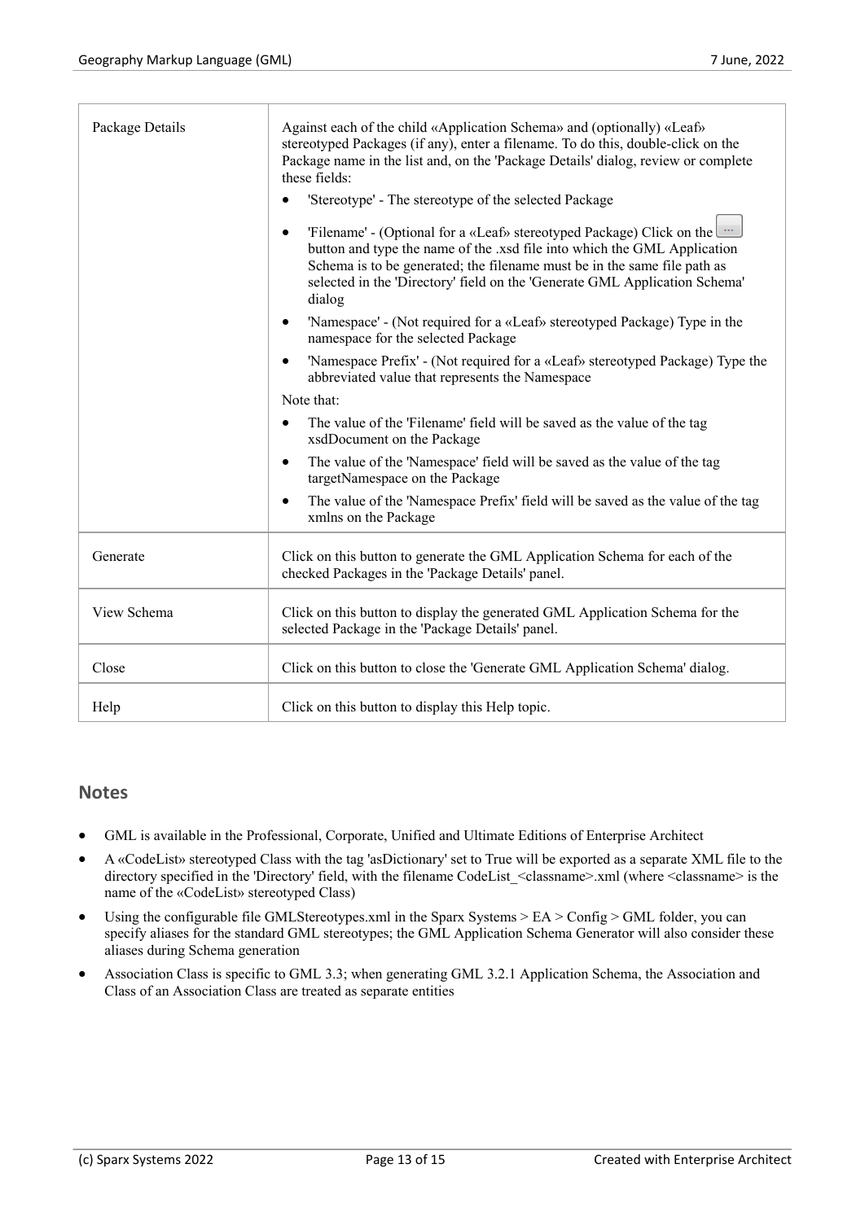| | |
|---|---|
| Package Details | Against each of the child «Application Schema» and (optionally) «Leaf» stereotyped Packages (if any), enter a filename. To do this, double-click on the Package name in the list and, on the 'Package Details' dialog, review or complete these fields:<br>• 'Stereotype' - The stereotype of the selected Package<br>• 'Filename' - (Optional for a «Leaf» stereotyped Package) Click on the ... button and type the name of the .xsd file into which the GML Application Schema is to be generated; the filename must be in the same file path as selected in the 'Directory' field on the 'Generate GML Application Schema' dialog<br>• 'Namespace' - (Not required for a «Leaf» stereotyped Package) Type in the namespace for the selected Package<br>• 'Namespace Prefix' - (Not required for a «Leaf» stereotyped Package) Type the abbreviated value that represents the Namespace<br>Note that:<br>• The value of the 'Filename' field will be saved as the value of the tag xsdDocument on the Package<br>• The value of the 'Namespace' field will be saved as the value of the tag targetNamespace on the Package<br>• The value of the 'Namespace Prefix' field will be saved as the value of the tag xmlns on the Package |
| Generate | Click on this button to generate the GML Application Schema for each of the checked Packages in the 'Package Details' panel. |
| View Schema | Click on this button to display the generated GML Application Schema for the selected Package in the 'Package Details' panel. |
| Close | Click on this button to close the 'Generate GML Application Schema' dialog. |
| Help | Click on this button to display this Help topic. |

## Notes

- GML is available in the Professional, Corporate, Unified and Ultimate Editions of Enterprise Architect
- A «CodeList» stereotyped Class with the tag 'asDictionary' set to True will be exported as a separate XML file to the directory specified in the 'Directory' field, with the filename CodeList_<classname>.xml (where <classname> is the name of the «CodeList» stereotyped Class)
- Using the configurable file GMLStereotypes.xml in the Sparx Systems > EA > Config > GML folder, you can specify aliases for the standard GML stereotypes; the GML Application Schema Generator will also consider these aliases during Schema generation
- Association Class is specific to GML 3.3; when generating GML 3.2.1 Application Schema, the Association and Class of an Association Class are treated as separate entities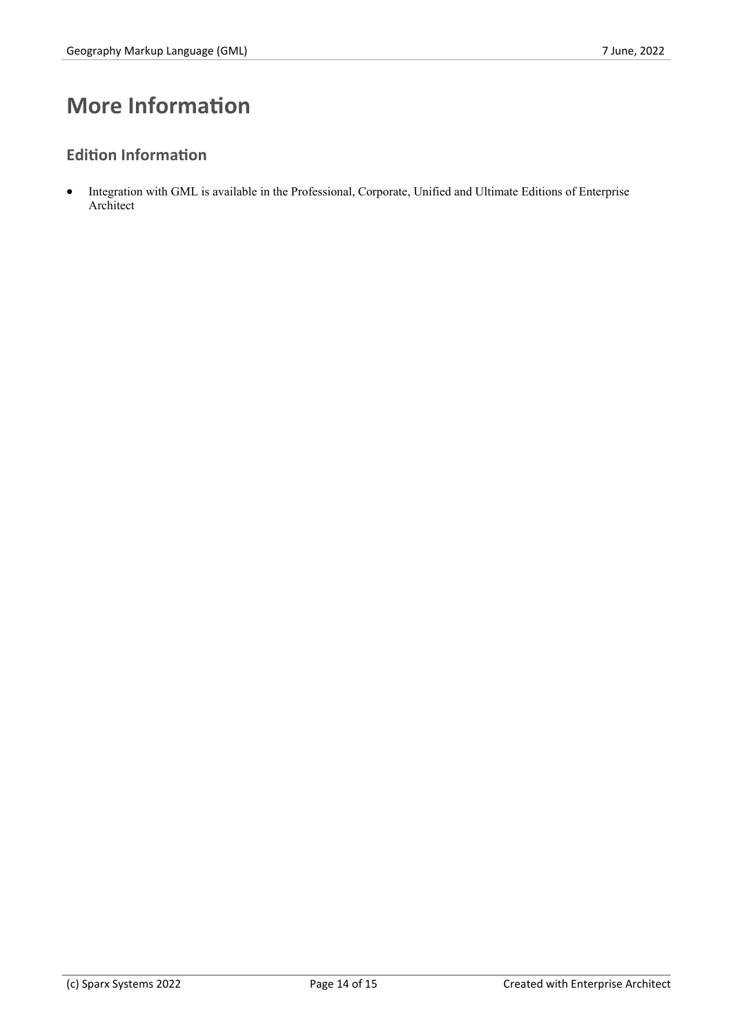# More Information

## Edition Information

- Integration with GML is available in the Professional, Corporate, Unified and Ultimate Editions of Enterprise Architect